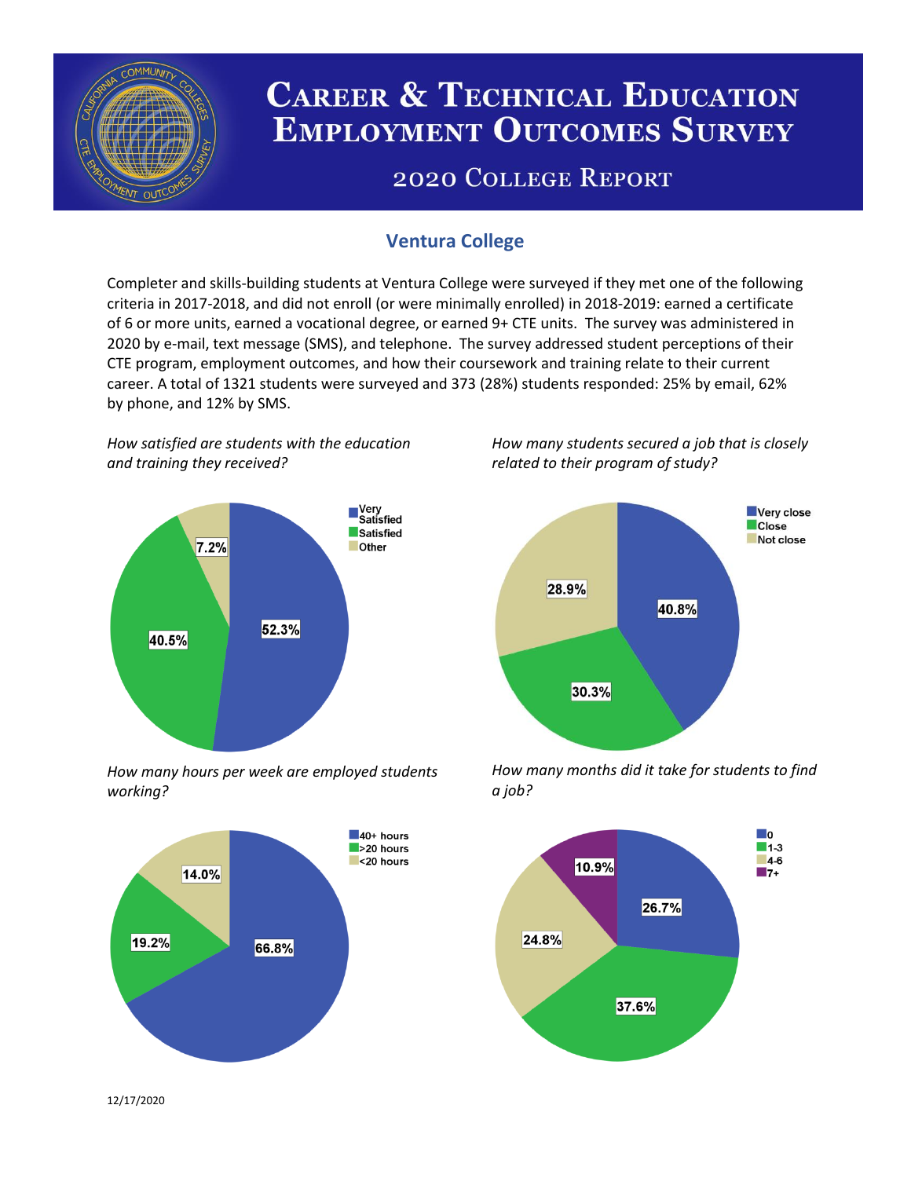# Career & Technical Education Employment Outcomes Survey

## 2020 College Report

### Ventura College

Completer and skills-building students at Ventura College were surveyed if they met one of the following criteria in 2017-2018, and did not enroll (or were minimally enrolled) in 2018-2019: earned a certificate of 6 or more units, earned a vocational degree, or earned 9+ CTE units. The survey was administered in 2020 by e-mail, text message (SMS), and telephone. The survey addressed student perceptions of their CTE program, employment outcomes, and how their coursework and training relate to their current career. A total of 1321 students were surveyed and 373 (28%) students responded: 25% by email, 62% by phone, and 12% by SMS.

*How satisfied are students with the education and training they received?*

| Response | Percent |
| --- | --- |
| Very Satisfied | 52.3% |
| Satisfied | 40.5% |
| Other | 7.2% |

*How many students secured a job that is closely related to their program of study?*

| Response | Percent |
| --- | --- |
| Very close | 40.8% |
| Close | 30.3% |
| Not close | 28.9% |

*How many hours per week are employed students working?*

| Response | Percent |
| --- | --- |
| 40+ hours | 66.8% |
| >20 hours | 19.2% |
| <20 hours | 14.0% |

*How many months did it take for students to find a job?*

| Response | Percent |
| --- | --- |
| 0 | 26.7% |
| 1-3 | 37.6% |
| 4-6 | 24.8% |
| 7+ | 10.9% |

12/17/2020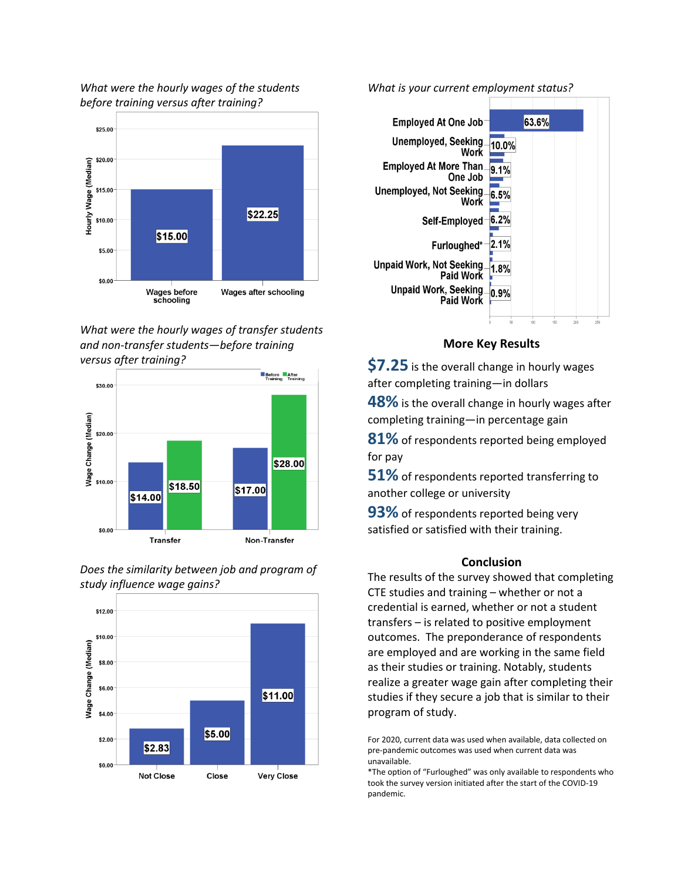*What were the hourly wages of the students before training versus after training?*

Hourly Wage (Median)

$25.00
$20.00
$15.00
$10.00
$5.00
$0.00

$15.00
$22.25

Wages before schooling
Wages after schooling

*What were the hourly wages of transfer students and non-transfer students—before training versus after training?*

Before Training
After Training

Wage Change (Median)

$30.00
$20.00
$10.00
$0.00

$14.00
$18.50
$17.00
$28.00

Transfer
Non-Transfer

*Does the similarity between job and program of study influence wage gains?*

Wage Change (Median)

$12.00
$10.00
$8.00
$6.00
$4.00
$2.00
$0.00

$2.83
$5.00
$11.00

Not Close
Close
Very Close

*What is your current employment status?*

Employed At One Job 63.6%
Unemployed, Seeking Work 10.0%
Employed At More Than One Job 9.1%
Unemployed, Not Seeking Work 6.5%
Self-Employed 6.2%
Furloughed* 2.1%
Unpaid Work, Not Seeking Paid Work 1.8%
Unpaid Work, Seeking Paid Work 0.9%

0
50
100
150
200
250

## More Key Results

**$7.25** is the overall change in hourly wages after completing training—in dollars

**48%** is the overall change in hourly wages after completing training—in percentage gain

**81%** of respondents reported being employed for pay

**51%** of respondents reported transferring to another college or university

**93%** of respondents reported being very satisfied or satisfied with their training.

## Conclusion

The results of the survey showed that completing CTE studies and training – whether or not a credential is earned, whether or not a student transfers – is related to positive employment outcomes. The preponderance of respondents are employed and are working in the same field as their studies or training. Notably, students realize a greater wage gain after completing their studies if they secure a job that is similar to their program of study.

For 2020, current data was used when available, data collected on pre-pandemic outcomes was used when current data was unavailable.

*The option of "Furloughed" was only available to respondents who took the survey version initiated after the start of the COVID-19 pandemic.